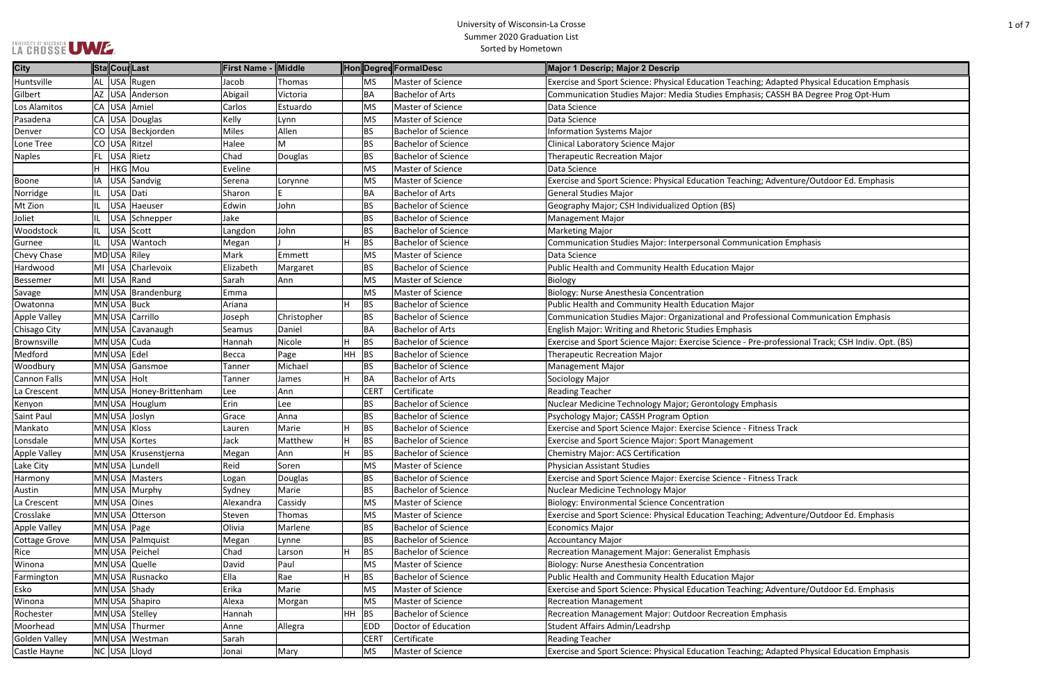# University of Wisconsin-La Crosse
## Summer 2020 Graduation List
### Sorted by Hometown

| City | Sta | Cour | Last | First Name - | Middle | Hon | Degree | FormalDesc | Major 1 Descrip; Major 2 Descrip |
|---|---|---|---|---|---|---|---|---|---|
| Huntsville | AL | USA | Rugen | Jacob | Thomas | | MS | Master of Science | Exercise and Sport Science: Physical Education Teaching; Adapted Physical Education Emphasis |
| Gilbert | AZ | USA | Anderson | Abigail | Victoria | | BA | Bachelor of Arts | Communication Studies Major: Media Studies Emphasis; CASSH BA Degree Prog Opt-Hum |
| Los Alamitos | CA | USA | Amiel | Carlos | Estuardo | | MS | Master of Science | Data Science |
| Pasadena | CA | USA | Douglas | Kelly | Lynn | | MS | Master of Science | Data Science |
| Denver | CO | USA | Beckjorden | Miles | Allen | | BS | Bachelor of Science | Information Systems Major |
| Lone Tree | CO | USA | Ritzel | Halee | M | | BS | Bachelor of Science | Clinical Laboratory Science Major |
| Naples | FL | USA | Rietz | Chad | Douglas | | BS | Bachelor of Science | Therapeutic Recreation Major |
| | H | HKG | Mou | Eveline | | | MS | Master of Science | Data Science |
| Boone | IA | USA | Sandvig | Serena | Lorynne | | MS | Master of Science | Exercise and Sport Science: Physical Education Teaching; Adventure/Outdoor Ed. Emphasis |
| Norridge | IL | USA | Dati | Sharon | E | | BA | Bachelor of Arts | General Studies Major |
| Mt Zion | IL | USA | Haeuser | Edwin | John | | BS | Bachelor of Science | Geography Major; CSH Individualized Option (BS) |
| Joliet | IL | USA | Schnepper | Jake | | | BS | Bachelor of Science | Management Major |
| Woodstock | IL | USA | Scott | Langdon | John | | BS | Bachelor of Science | Marketing Major |
| Gurnee | IL | USA | Wantoch | Megan | J | H | BS | Bachelor of Science | Communication Studies Major: Interpersonal Communication Emphasis |
| Chevy Chase | MD | USA | Riley | Mark | Emmett | | MS | Master of Science | Data Science |
| Hardwood | MI | USA | Charlevoix | Elizabeth | Margaret | | BS | Bachelor of Science | Public Health and Community Health Education Major |
| Bessemer | MI | USA | Rand | Sarah | Ann | | MS | Master of Science | Biology |
| Savage | MN | USA | Brandenburg | Emma | | | MS | Master of Science | Biology: Nurse Anesthesia Concentration |
| Owatonna | MN | USA | Buck | Ariana | | H | BS | Bachelor of Science | Public Health and Community Health Education Major |
| Apple Valley | MN | USA | Carrillo | Joseph | Christopher | | BS | Bachelor of Science | Communication Studies Major: Organizational and Professional Communication Emphasis |
| Chisago City | MN | USA | Cavanaugh | Seamus | Daniel | | BA | Bachelor of Arts | English Major: Writing and Rhetoric Studies Emphasis |
| Brownsville | MN | USA | Cuda | Hannah | Nicole | H | BS | Bachelor of Science | Exercise and Sport Science Major: Exercise Science - Pre-professional Track; CSH Indiv. Opt. (BS) |
| Medford | MN | USA | Edel | Becca | Page | HH | BS | Bachelor of Science | Therapeutic Recreation Major |
| Woodbury | MN | USA | Gansmoe | Tanner | Michael | | BS | Bachelor of Science | Management Major |
| Cannon Falls | MN | USA | Holt | Tanner | James | H | BA | Bachelor of Arts | Sociology Major |
| La Crescent | MN | USA | Honey-Brittenham | Lee | Ann | | CERT | Certificate | Reading Teacher |
| Kenyon | MN | USA | Houglum | Erin | Lee | | BS | Bachelor of Science | Nuclear Medicine Technology Major; Gerontology Emphasis |
| Saint Paul | MN | USA | Joslyn | Grace | Anna | | BS | Bachelor of Science | Psychology Major; CASSH Program Option |
| Mankato | MN | USA | Kloss | Lauren | Marie | H | BS | Bachelor of Science | Exercise and Sport Science Major: Exercise Science - Fitness Track |
| Lonsdale | MN | USA | Kortes | Jack | Matthew | H | BS | Bachelor of Science | Exercise and Sport Science Major: Sport Management |
| Apple Valley | MN | USA | Krusenstjerna | Megan | Ann | H | BS | Bachelor of Science | Chemistry Major: ACS Certification |
| Lake City | MN | USA | Lundell | Reid | Soren | | MS | Master of Science | Physician Assistant Studies |
| Harmony | MN | USA | Masters | Logan | Douglas | | BS | Bachelor of Science | Exercise and Sport Science Major: Exercise Science - Fitness Track |
| Austin | MN | USA | Murphy | Sydney | Marie | | BS | Bachelor of Science | Nuclear Medicine Technology Major |
| La Crescent | MN | USA | Oines | Alexandra | Cassidy | | MS | Master of Science | Biology: Environmental Science Concentration |
| Crosslake | MN | USA | Otterson | Steven | Thomas | | MS | Master of Science | Exercise and Sport Science: Physical Education Teaching; Adventure/Outdoor Ed. Emphasis |
| Apple Valley | MN | USA | Page | Olivia | Marlene | | BS | Bachelor of Science | Economics Major |
| Cottage Grove | MN | USA | Palmquist | Megan | Lynne | | BS | Bachelor of Science | Accountancy Major |
| Rice | MN | USA | Peichel | Chad | Larson | H | BS | Bachelor of Science | Recreation Management Major: Generalist Emphasis |
| Winona | MN | USA | Quelle | David | Paul | | MS | Master of Science | Biology: Nurse Anesthesia Concentration |
| Farmington | MN | USA | Rusnacko | Ella | Rae | H | BS | Bachelor of Science | Public Health and Community Health Education Major |
| Esko | MN | USA | Shady | Erika | Marie | | MS | Master of Science | Exercise and Sport Science: Physical Education Teaching; Adventure/Outdoor Ed. Emphasis |
| Winona | MN | USA | Shapiro | Alexa | Morgan | | MS | Master of Science | Recreation Management |
| Rochester | MN | USA | Stelley | Hannah | | HH | BS | Bachelor of Science | Recreation Management Major: Outdoor Recreation Emphasis |
| Moorhead | MN | USA | Thurmer | Anne | Allegra | | EDD | Doctor of Education | Student Affairs Admin/Leadrshp |
| Golden Valley | MN | USA | Westman | Sarah | | | CERT | Certificate | Reading Teacher |
| Castle Hayne | NC | USA | Lloyd | Jonai | Mary | | MS | Master of Science | Exercise and Sport Science: Physical Education Teaching; Adapted Physical Education Emphasis |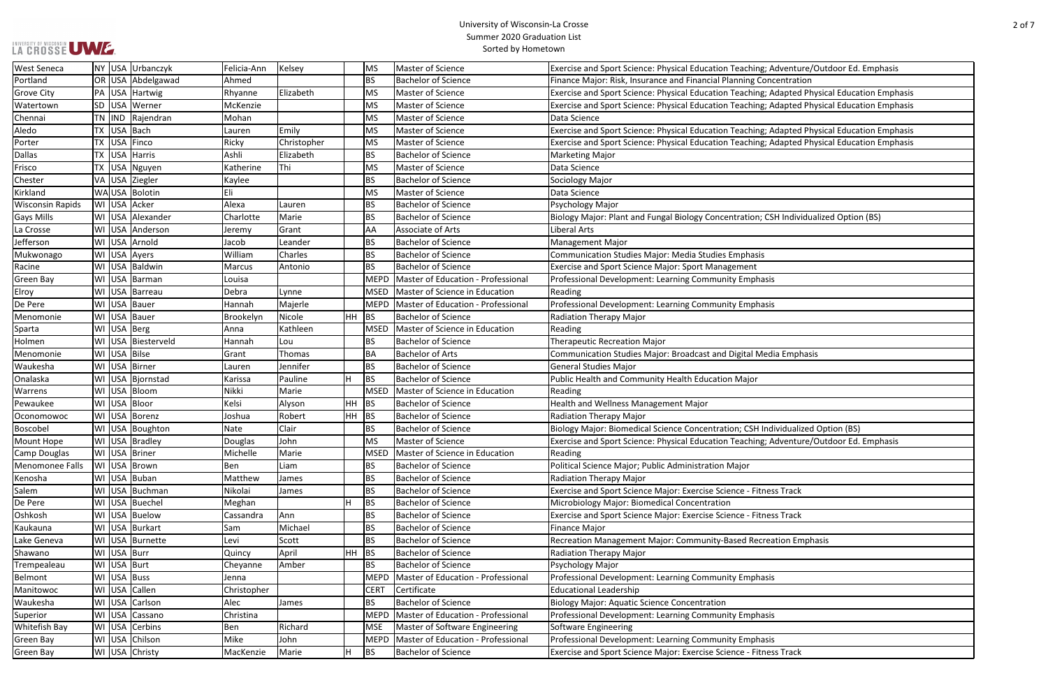# University of Wisconsin-La Crosse
## Summer 2020 Graduation List
### Sorted by Hometown

| | | | | | | | | | |
|---|---|---|---|---|---|---|---|---|---|
| West Seneca | NY | USA | Urbanczyk | Felicia-Ann | Kelsey | | MS | Master of Science | Exercise and Sport Science: Physical Education Teaching; Adventure/Outdoor Ed. Emphasis |
| Portland | OR | USA | Abdelgawad | Ahmed | | | BS | Bachelor of Science | Finance Major: Risk, Insurance and Financial Planning Concentration |
| Grove City | PA | USA | Hartwig | Rhyanne | Elizabeth | | MS | Master of Science | Exercise and Sport Science: Physical Education Teaching; Adapted Physical Education Emphasis |
| Watertown | SD | USA | Werner | McKenzie | | | MS | Master of Science | Exercise and Sport Science: Physical Education Teaching; Adapted Physical Education Emphasis |
| Chennai | TN | IND | Rajendran | Mohan | | | MS | Master of Science | Data Science |
| Aledo | TX | USA | Bach | Lauren | Emily | | MS | Master of Science | Exercise and Sport Science: Physical Education Teaching; Adapted Physical Education Emphasis |
| Porter | TX | USA | Finco | Ricky | Christopher | | MS | Master of Science | Exercise and Sport Science: Physical Education Teaching; Adapted Physical Education Emphasis |
| Dallas | TX | USA | Harris | Ashli | Elizabeth | | BS | Bachelor of Science | Marketing Major |
| Frisco | TX | USA | Nguyen | Katherine | Thi | | MS | Master of Science | Data Science |
| Chester | VA | USA | Ziegler | Kaylee | | | BS | Bachelor of Science | Sociology Major |
| Kirkland | WA | USA | Bolotin | Eli | | | MS | Master of Science | Data Science |
| Wisconsin Rapids | WI | USA | Acker | Alexa | Lauren | | BS | Bachelor of Science | Psychology Major |
| Gays Mills | WI | USA | Alexander | Charlotte | Marie | | BS | Bachelor of Science | Biology Major: Plant and Fungal Biology Concentration; CSH Individualized Option (BS) |
| La Crosse | WI | USA | Anderson | Jeremy | Grant | | AA | Associate of Arts | Liberal Arts |
| Jefferson | WI | USA | Arnold | Jacob | Leander | | BS | Bachelor of Science | Management Major |
| Mukwonago | WI | USA | Ayers | William | Charles | | BS | Bachelor of Science | Communication Studies Major: Media Studies Emphasis |
| Racine | WI | USA | Baldwin | Marcus | Antonio | | BS | Bachelor of Science | Exercise and Sport Science Major: Sport Management |
| Green Bay | WI | USA | Barman | Louisa | | | MEPD | Master of Education - Professional | Professional Development: Learning Community Emphasis |
| Elroy | WI | USA | Barreau | Debra | Lynne | | MSED | Master of Science in Education | Reading |
| De Pere | WI | USA | Bauer | Hannah | Majerle | | MEPD | Master of Education - Professional | Professional Development: Learning Community Emphasis |
| Menomonie | WI | USA | Bauer | Brookelyn | Nicole | HH | BS | Bachelor of Science | Radiation Therapy Major |
| Sparta | WI | USA | Berg | Anna | Kathleen | | MSED | Master of Science in Education | Reading |
| Holmen | WI | USA | Biesterveld | Hannah | Lou | | BS | Bachelor of Science | Therapeutic Recreation Major |
| Menomonie | WI | USA | Bilse | Grant | Thomas | | BA | Bachelor of Arts | Communication Studies Major: Broadcast and Digital Media Emphasis |
| Waukesha | WI | USA | Birner | Lauren | Jennifer | | BS | Bachelor of Science | General Studies Major |
| Onalaska | WI | USA | Bjornstad | Karissa | Pauline | H | BS | Bachelor of Science | Public Health and Community Health Education Major |
| Warrens | WI | USA | Bloom | Nikki | Marie | | MSED | Master of Science in Education | Reading |
| Pewaukee | WI | USA | Bloor | Kelsi | Alyson | HH | BS | Bachelor of Science | Health and Wellness Management Major |
| Oconomowoc | WI | USA | Borenz | Joshua | Robert | HH | BS | Bachelor of Science | Radiation Therapy Major |
| Boscobel | WI | USA | Boughton | Nate | Clair | | BS | Bachelor of Science | Biology Major: Biomedical Science Concentration; CSH Individualized Option (BS) |
| Mount Hope | WI | USA | Bradley | Douglas | John | | MS | Master of Science | Exercise and Sport Science: Physical Education Teaching; Adventure/Outdoor Ed. Emphasis |
| Camp Douglas | WI | USA | Briner | Michelle | Marie | | MSED | Master of Science in Education | Reading |
| Menomonee Falls | WI | USA | Brown | Ben | Liam | | BS | Bachelor of Science | Political Science Major; Public Administration Major |
| Kenosha | WI | USA | Buban | Matthew | James | | BS | Bachelor of Science | Radiation Therapy Major |
| Salem | WI | USA | Buchman | Nikolai | James | | BS | Bachelor of Science | Exercise and Sport Science Major: Exercise Science - Fitness Track |
| De Pere | WI | USA | Buechel | Meghan | | H | BS | Bachelor of Science | Microbiology Major: Biomedical Concentration |
| Oshkosh | WI | USA | Buelow | Cassandra | Ann | | BS | Bachelor of Science | Exercise and Sport Science Major: Exercise Science - Fitness Track |
| Kaukauna | WI | USA | Burkart | Sam | Michael | | BS | Bachelor of Science | Finance Major |
| Lake Geneva | WI | USA | Burnette | Levi | Scott | | BS | Bachelor of Science | Recreation Management Major: Community-Based Recreation Emphasis |
| Shawano | WI | USA | Burr | Quincy | April | HH | BS | Bachelor of Science | Radiation Therapy Major |
| Trempealeau | WI | USA | Burt | Cheyanne | Amber | | BS | Bachelor of Science | Psychology Major |
| Belmont | WI | USA | Buss | Jenna | | | MEPD | Master of Education - Professional | Professional Development: Learning Community Emphasis |
| Manitowoc | WI | USA | Callen | Christopher | | | CERT | Certificate | Educational Leadership |
| Waukesha | WI | USA | Carlson | Alec | James | | BS | Bachelor of Science | Biology Major: Aquatic Science Concentration |
| Superior | WI | USA | Cassano | Christina | | | MEPD | Master of Education - Professional | Professional Development: Learning Community Emphasis |
| Whitefish Bay | WI | USA | Cerbins | Ben | Richard | | MSE | Master of Software Engineering | Software Engineering |
| Green Bay | WI | USA | Chilson | Mike | John | | MEPD | Master of Education - Professional | Professional Development: Learning Community Emphasis |
| Green Bay | WI | USA | Christy | MacKenzie | Marie | H | BS | Bachelor of Science | Exercise and Sport Science Major: Exercise Science - Fitness Track |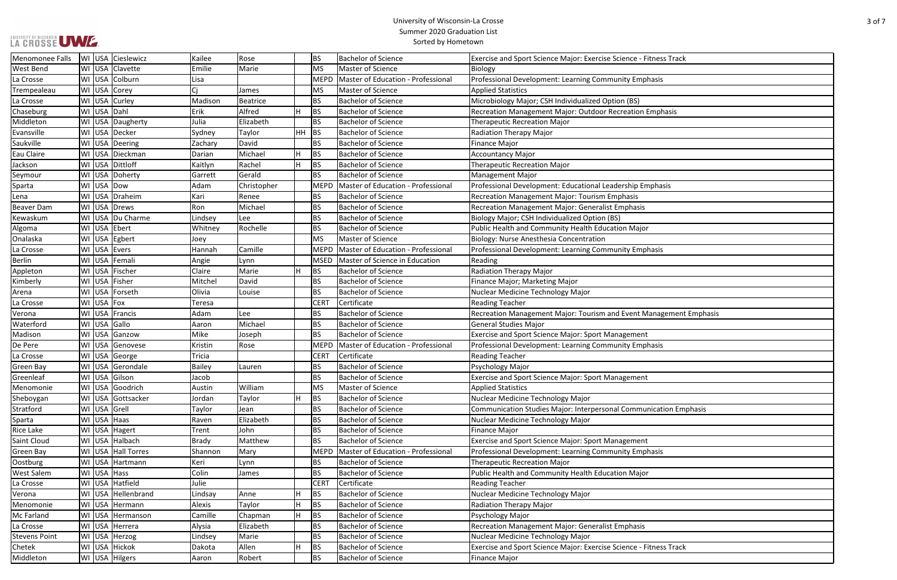# University of Wisconsin-La Crosse
## Summer 2020 Graduation List
### Sorted by Hometown

| | | | | | | | | | |
|---|---|---|---|---|---|---|---|---|---|
| Menomonee Falls | WI | USA | Cieslewicz | Kailee | Rose | | BS | Bachelor of Science | Exercise and Sport Science Major: Exercise Science - Fitness Track |
| West Bend | WI | USA | Clavette | Emilie | Marie | | MS | Master of Science | Biology |
| La Crosse | WI | USA | Colburn | Lisa | | | MEPD | Master of Education - Professional | Professional Development: Learning Community Emphasis |
| Trempealeau | WI | USA | Corey | Cj | James | | MS | Master of Science | Applied Statistics |
| La Crosse | WI | USA | Curley | Madison | Beatrice | | BS | Bachelor of Science | Microbiology Major; CSH Individualized Option (BS) |
| Chaseburg | WI | USA | Dahl | Erik | Alfred | H | BS | Bachelor of Science | Recreation Management Major: Outdoor Recreation Emphasis |
| Middleton | WI | USA | Daugherty | Julia | Elizabeth | | BS | Bachelor of Science | Therapeutic Recreation Major |
| Evansville | WI | USA | Decker | Sydney | Taylor | HH | BS | Bachelor of Science | Radiation Therapy Major |
| Saukville | WI | USA | Deering | Zachary | David | | BS | Bachelor of Science | Finance Major |
| Eau Claire | WI | USA | Dieckman | Darian | Michael | H | BS | Bachelor of Science | Accountancy Major |
| Jackson | WI | USA | Dittloff | Kaitlyn | Rachel | H | BS | Bachelor of Science | Therapeutic Recreation Major |
| Seymour | WI | USA | Doherty | Garrett | Gerald | | BS | Bachelor of Science | Management Major |
| Sparta | WI | USA | Dow | Adam | Christopher | | MEPD | Master of Education - Professional | Professional Development: Educational Leadership Emphasis |
| Lena | WI | USA | Draheim | Kari | Renee | | BS | Bachelor of Science | Recreation Management Major: Tourism Emphasis |
| Beaver Dam | WI | USA | Drews | Ron | Michael | | BS | Bachelor of Science | Recreation Management Major: Generalist Emphasis |
| Kewaskum | WI | USA | Du Charme | Lindsey | Lee | | BS | Bachelor of Science | Biology Major; CSH Individualized Option (BS) |
| Algoma | WI | USA | Ebert | Whitney | Rochelle | | BS | Bachelor of Science | Public Health and Community Health Education Major |
| Onalaska | WI | USA | Egbert | Joey | | | MS | Master of Science | Biology: Nurse Anesthesia Concentration |
| La Crosse | WI | USA | Evers | Hannah | Camille | | MEPD | Master of Education - Professional | Professional Development: Learning Community Emphasis |
| Berlin | WI | USA | Femali | Angie | Lynn | | MSED | Master of Science in Education | Reading |
| Appleton | WI | USA | Fischer | Claire | Marie | H | BS | Bachelor of Science | Radiation Therapy Major |
| Kimberly | WI | USA | Fisher | Mitchel | David | | BS | Bachelor of Science | Finance Major; Marketing Major |
| Arena | WI | USA | Forseth | Olivia | Louise | | BS | Bachelor of Science | Nuclear Medicine Technology Major |
| La Crosse | WI | USA | Fox | Teresa | | | CERT | Certificate | Reading Teacher |
| Verona | WI | USA | Francis | Adam | Lee | | BS | Bachelor of Science | Recreation Management Major: Tourism and Event Management Emphasis |
| Waterford | WI | USA | Gallo | Aaron | Michael | | BS | Bachelor of Science | General Studies Major |
| Madison | WI | USA | Ganzow | Mike | Joseph | | BS | Bachelor of Science | Exercise and Sport Science Major: Sport Management |
| De Pere | WI | USA | Genovese | Kristin | Rose | | MEPD | Master of Education - Professional | Professional Development: Learning Community Emphasis |
| La Crosse | WI | USA | George | Tricia | | | CERT | Certificate | Reading Teacher |
| Green Bay | WI | USA | Gerondale | Bailey | Lauren | | BS | Bachelor of Science | Psychology Major |
| Greenleaf | WI | USA | Gilson | Jacob | | | BS | Bachelor of Science | Exercise and Sport Science Major: Sport Management |
| Menomonie | WI | USA | Goodrich | Austin | William | | MS | Master of Science | Applied Statistics |
| Sheboygan | WI | USA | Gottsacker | Jordan | Taylor | H | BS | Bachelor of Science | Nuclear Medicine Technology Major |
| Stratford | WI | USA | Grell | Taylor | Jean | | BS | Bachelor of Science | Communication Studies Major: Interpersonal Communication Emphasis |
| Sparta | WI | USA | Haas | Raven | Elizabeth | | BS | Bachelor of Science | Nuclear Medicine Technology Major |
| Rice Lake | WI | USA | Hagert | Trent | John | | BS | Bachelor of Science | Finance Major |
| Saint Cloud | WI | USA | Halbach | Brady | Matthew | | BS | Bachelor of Science | Exercise and Sport Science Major: Sport Management |
| Green Bay | WI | USA | Hall Torres | Shannon | Mary | | MEPD | Master of Education - Professional | Professional Development: Learning Community Emphasis |
| Oostburg | WI | USA | Hartmann | Keri | Lynn | | BS | Bachelor of Science | Therapeutic Recreation Major |
| West Salem | WI | USA | Hass | Colin | James | | BS | Bachelor of Science | Public Health and Community Health Education Major |
| La Crosse | WI | USA | Hatfield | Julie | | | CERT | Certificate | Reading Teacher |
| Verona | WI | USA | Hellenbrand | Lindsay | Anne | H | BS | Bachelor of Science | Nuclear Medicine Technology Major |
| Menomonie | WI | USA | Hermann | Alexis | Taylor | H | BS | Bachelor of Science | Radiation Therapy Major |
| Mc Farland | WI | USA | Hermanson | Camille | Chapman | H | BS | Bachelor of Science | Psychology Major |
| La Crosse | WI | USA | Herrera | Alysia | Elizabeth | | BS | Bachelor of Science | Recreation Management Major: Generalist Emphasis |
| Stevens Point | WI | USA | Herzog | Lindsey | Marie | | BS | Bachelor of Science | Nuclear Medicine Technology Major |
| Chetek | WI | USA | Hickok | Dakota | Allen | H | BS | Bachelor of Science | Exercise and Sport Science Major: Exercise Science - Fitness Track |
| Middleton | WI | USA | Hilgers | Aaron | Robert | | BS | Bachelor of Science | Finance Major |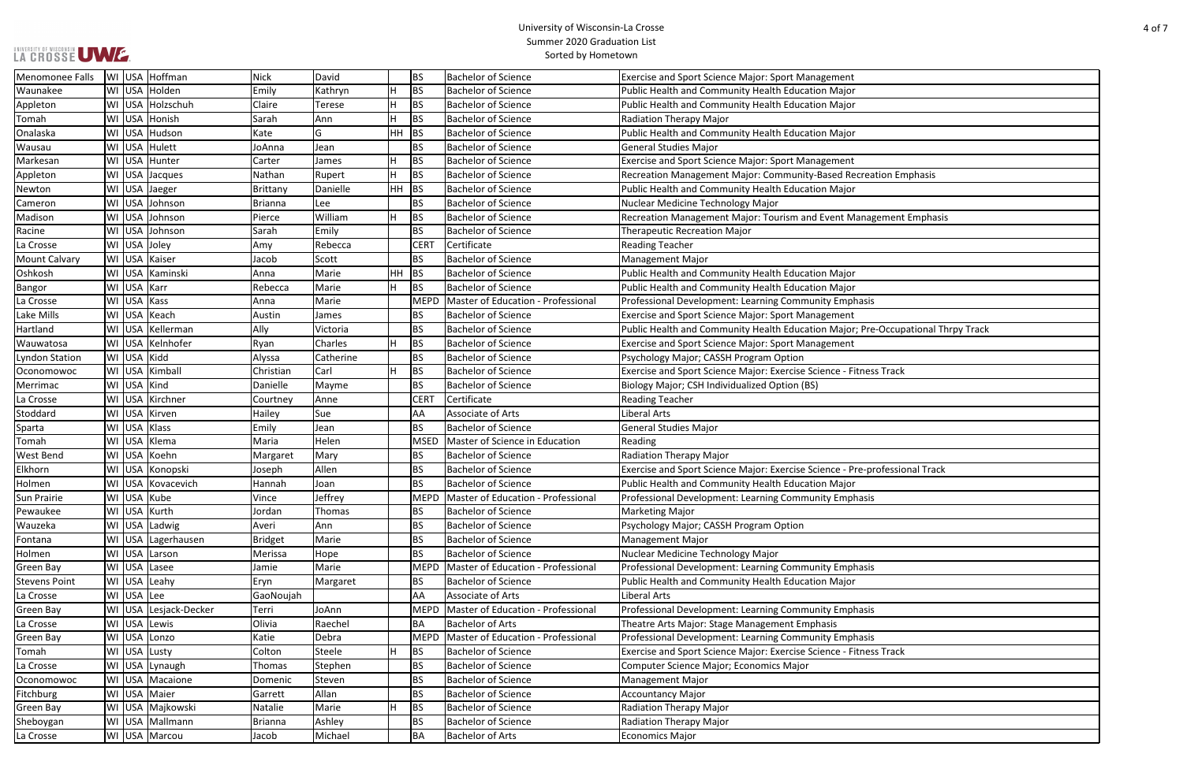# University of Wisconsin-La Crosse
## Summer 2020 Graduation List
### Sorted by Hometown

| Hometown | State | Country | Last Name | First Name | Middle Name | Honors | Degree | Degree Description | Major |
|---|---|---|---|---|---|---|---|---|---|
| Menomonee Falls | WI | USA | Hoffman | Nick | David | | BS | Bachelor of Science | Exercise and Sport Science Major: Sport Management |
| Waunakee | WI | USA | Holden | Emily | Kathryn | H | BS | Bachelor of Science | Public Health and Community Health Education Major |
| Appleton | WI | USA | Holzschuh | Claire | Terese | H | BS | Bachelor of Science | Public Health and Community Health Education Major |
| Tomah | WI | USA | Honish | Sarah | Ann | H | BS | Bachelor of Science | Radiation Therapy Major |
| Onalaska | WI | USA | Hudson | Kate | G | HH | BS | Bachelor of Science | Public Health and Community Health Education Major |
| Wausau | WI | USA | Hulett | JoAnna | Jean | | BS | Bachelor of Science | General Studies Major |
| Markesan | WI | USA | Hunter | Carter | James | H | BS | Bachelor of Science | Exercise and Sport Science Major: Sport Management |
| Appleton | WI | USA | Jacques | Nathan | Rupert | H | BS | Bachelor of Science | Recreation Management Major: Community-Based Recreation Emphasis |
| Newton | WI | USA | Jaeger | Brittany | Danielle | HH | BS | Bachelor of Science | Public Health and Community Health Education Major |
| Cameron | WI | USA | Johnson | Brianna | Lee | | BS | Bachelor of Science | Nuclear Medicine Technology Major |
| Madison | WI | USA | Johnson | Pierce | William | H | BS | Bachelor of Science | Recreation Management Major: Tourism and Event Management Emphasis |
| Racine | WI | USA | Johnson | Sarah | Emily | | BS | Bachelor of Science | Therapeutic Recreation Major |
| La Crosse | WI | USA | Joley | Amy | Rebecca | | CERT | Certificate | Reading Teacher |
| Mount Calvary | WI | USA | Kaiser | Jacob | Scott | | BS | Bachelor of Science | Management Major |
| Oshkosh | WI | USA | Kaminski | Anna | Marie | HH | BS | Bachelor of Science | Public Health and Community Health Education Major |
| Bangor | WI | USA | Karr | Rebecca | Marie | H | BS | Bachelor of Science | Public Health and Community Health Education Major |
| La Crosse | WI | USA | Kass | Anna | Marie | | MEPD | Master of Education - Professional | Professional Development: Learning Community Emphasis |
| Lake Mills | WI | USA | Keach | Austin | James | | BS | Bachelor of Science | Exercise and Sport Science Major: Sport Management |
| Hartland | WI | USA | Kellerman | Ally | Victoria | | BS | Bachelor of Science | Public Health and Community Health Education Major; Pre-Occupational Thrpy Track |
| Wauwatosa | WI | USA | Kelnhofer | Ryan | Charles | H | BS | Bachelor of Science | Exercise and Sport Science Major: Sport Management |
| Lyndon Station | WI | USA | Kidd | Alyssa | Catherine | | BS | Bachelor of Science | Psychology Major; CASSH Program Option |
| Oconomowoc | WI | USA | Kimball | Christian | Carl | H | BS | Bachelor of Science | Exercise and Sport Science Major: Exercise Science - Fitness Track |
| Merrimac | WI | USA | Kind | Danielle | Mayme | | BS | Bachelor of Science | Biology Major; CSH Individualized Option (BS) |
| La Crosse | WI | USA | Kirchner | Courtney | Anne | | CERT | Certificate | Reading Teacher |
| Stoddard | WI | USA | Kirven | Hailey | Sue | | AA | Associate of Arts | Liberal Arts |
| Sparta | WI | USA | Klass | Emily | Jean | | BS | Bachelor of Science | General Studies Major |
| Tomah | WI | USA | Klema | Maria | Helen | | MSED | Master of Science in Education | Reading |
| West Bend | WI | USA | Koehn | Margaret | Mary | | BS | Bachelor of Science | Radiation Therapy Major |
| Elkhorn | WI | USA | Konopski | Joseph | Allen | | BS | Bachelor of Science | Exercise and Sport Science Major: Exercise Science - Pre-professional Track |
| Holmen | WI | USA | Kovacevich | Hannah | Joan | | BS | Bachelor of Science | Public Health and Community Health Education Major |
| Sun Prairie | WI | USA | Kube | Vince | Jeffrey | | MEPD | Master of Education - Professional | Professional Development: Learning Community Emphasis |
| Pewaukee | WI | USA | Kurth | Jordan | Thomas | | BS | Bachelor of Science | Marketing Major |
| Wauzeka | WI | USA | Ladwig | Averi | Ann | | BS | Bachelor of Science | Psychology Major; CASSH Program Option |
| Fontana | WI | USA | Lagerhausen | Bridget | Marie | | BS | Bachelor of Science | Management Major |
| Holmen | WI | USA | Larson | Merissa | Hope | | BS | Bachelor of Science | Nuclear Medicine Technology Major |
| Green Bay | WI | USA | Lasee | Jamie | Marie | | MEPD | Master of Education - Professional | Professional Development: Learning Community Emphasis |
| Stevens Point | WI | USA | Leahy | Eryn | Margaret | | BS | Bachelor of Science | Public Health and Community Health Education Major |
| La Crosse | WI | USA | Lee | GaoNoujah | | | AA | Associate of Arts | Liberal Arts |
| Green Bay | WI | USA | Lesjack-Decker | Terri | JoAnn | | MEPD | Master of Education - Professional | Professional Development: Learning Community Emphasis |
| La Crosse | WI | USA | Lewis | Olivia | Raechel | | BA | Bachelor of Arts | Theatre Arts Major: Stage Management Emphasis |
| Green Bay | WI | USA | Lonzo | Katie | Debra | | MEPD | Master of Education - Professional | Professional Development: Learning Community Emphasis |
| Tomah | WI | USA | Lusty | Colton | Steele | H | BS | Bachelor of Science | Exercise and Sport Science Major: Exercise Science - Fitness Track |
| La Crosse | WI | USA | Lynaugh | Thomas | Stephen | | BS | Bachelor of Science | Computer Science Major; Economics Major |
| Oconomowoc | WI | USA | Macaione | Domenic | Steven | | BS | Bachelor of Science | Management Major |
| Fitchburg | WI | USA | Maier | Garrett | Allan | | BS | Bachelor of Science | Accountancy Major |
| Green Bay | WI | USA | Majkowski | Natalie | Marie | H | BS | Bachelor of Science | Radiation Therapy Major |
| Sheboygan | WI | USA | Mallmann | Brianna | Ashley | | BS | Bachelor of Science | Radiation Therapy Major |
| La Crosse | WI | USA | Marcou | Jacob | Michael | | BA | Bachelor of Arts | Economics Major |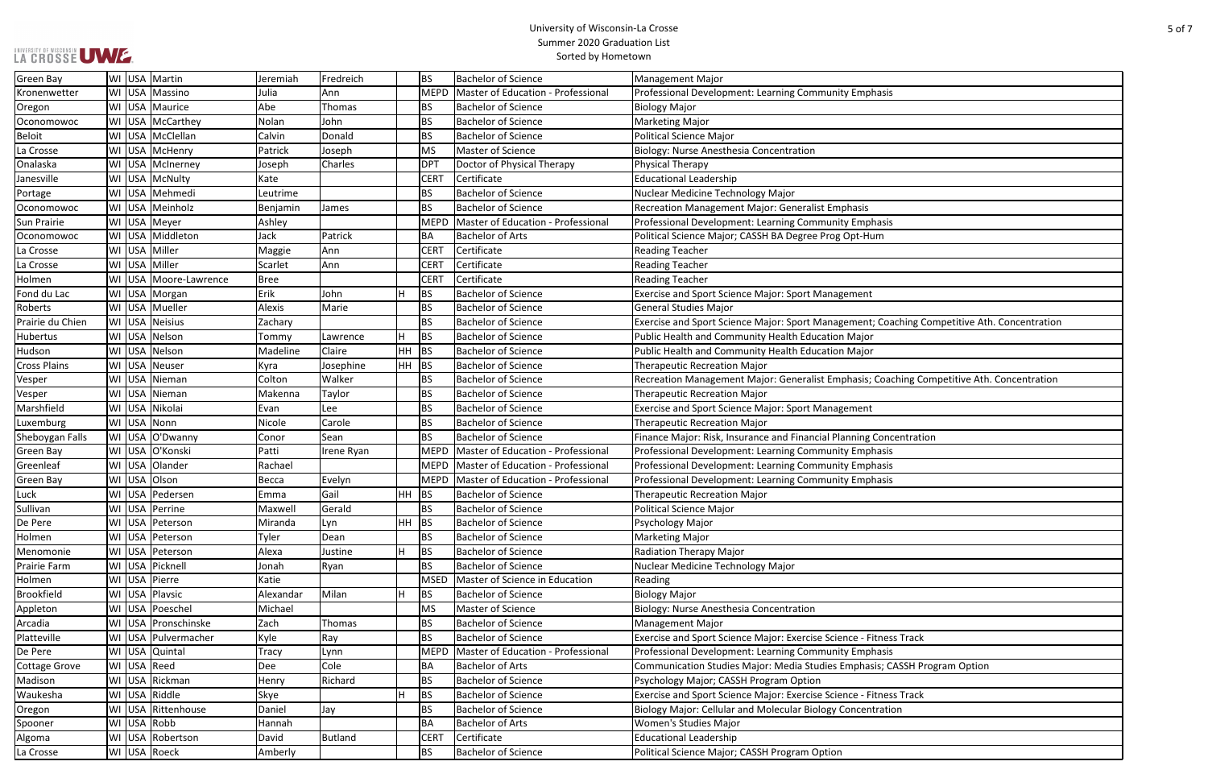# University of Wisconsin-La Crosse
## Summer 2020 Graduation List
### Sorted by Hometown

| | | | | | | | | | |
|---|---|---|---|---|---|---|---|---|---|
| Green Bay | WI | USA | Martin | Jeremiah | Fredreich | | BS | Bachelor of Science | Management Major |
| Kronenwetter | WI | USA | Massino | Julia | Ann | | MEPD | Master of Education - Professional | Professional Development: Learning Community Emphasis |
| Oregon | WI | USA | Maurice | Abe | Thomas | | BS | Bachelor of Science | Biology Major |
| Oconomowoc | WI | USA | McCarthey | Nolan | John | | BS | Bachelor of Science | Marketing Major |
| Beloit | WI | USA | McClellan | Calvin | Donald | | BS | Bachelor of Science | Political Science Major |
| La Crosse | WI | USA | McHenry | Patrick | Joseph | | MS | Master of Science | Biology: Nurse Anesthesia Concentration |
| Onalaska | WI | USA | McInerney | Joseph | Charles | | DPT | Doctor of Physical Therapy | Physical Therapy |
| Janesville | WI | USA | McNulty | Kate | | | CERT | Certificate | Educational Leadership |
| Portage | WI | USA | Mehmedi | Leutrime | | | BS | Bachelor of Science | Nuclear Medicine Technology Major |
| Oconomowoc | WI | USA | Meinholz | Benjamin | James | | BS | Bachelor of Science | Recreation Management Major: Generalist Emphasis |
| Sun Prairie | WI | USA | Meyer | Ashley | | | MEPD | Master of Education - Professional | Professional Development: Learning Community Emphasis |
| Oconomowoc | WI | USA | Middleton | Jack | Patrick | | BA | Bachelor of Arts | Political Science Major; CASSH BA Degree Prog Opt-Hum |
| La Crosse | WI | USA | Miller | Maggie | Ann | | CERT | Certificate | Reading Teacher |
| La Crosse | WI | USA | Miller | Scarlet | Ann | | CERT | Certificate | Reading Teacher |
| Holmen | WI | USA | Moore-Lawrence | Bree | | | CERT | Certificate | Reading Teacher |
| Fond du Lac | WI | USA | Morgan | Erik | John | H | BS | Bachelor of Science | Exercise and Sport Science Major: Sport Management |
| Roberts | WI | USA | Mueller | Alexis | Marie | | BS | Bachelor of Science | General Studies Major |
| Prairie du Chien | WI | USA | Neisius | Zachary | | | BS | Bachelor of Science | Exercise and Sport Science Major: Sport Management; Coaching Competitive Ath. Concentration |
| Hubertus | WI | USA | Nelson | Tommy | Lawrence | H | BS | Bachelor of Science | Public Health and Community Health Education Major |
| Hudson | WI | USA | Nelson | Madeline | Claire | HH | BS | Bachelor of Science | Public Health and Community Health Education Major |
| Cross Plains | WI | USA | Neuser | Kyra | Josephine | HH | BS | Bachelor of Science | Therapeutic Recreation Major |
| Vesper | WI | USA | Nieman | Colton | Walker | | BS | Bachelor of Science | Recreation Management Major: Generalist Emphasis; Coaching Competitive Ath. Concentration |
| Vesper | WI | USA | Nieman | Makenna | Taylor | | BS | Bachelor of Science | Therapeutic Recreation Major |
| Marshfield | WI | USA | Nikolai | Evan | Lee | | BS | Bachelor of Science | Exercise and Sport Science Major: Sport Management |
| Luxemburg | WI | USA | Nonn | Nicole | Carole | | BS | Bachelor of Science | Therapeutic Recreation Major |
| Sheboygan Falls | WI | USA | O'Dwanny | Conor | Sean | | BS | Bachelor of Science | Finance Major: Risk, Insurance and Financial Planning Concentration |
| Green Bay | WI | USA | O'Konski | Patti | Irene Ryan | | MEPD | Master of Education - Professional | Professional Development: Learning Community Emphasis |
| Greenleaf | WI | USA | Olander | Rachael | | | MEPD | Master of Education - Professional | Professional Development: Learning Community Emphasis |
| Green Bay | WI | USA | Olson | Becca | Evelyn | | MEPD | Master of Education - Professional | Professional Development: Learning Community Emphasis |
| Luck | WI | USA | Pedersen | Emma | Gail | HH | BS | Bachelor of Science | Therapeutic Recreation Major |
| Sullivan | WI | USA | Perrine | Maxwell | Gerald | | BS | Bachelor of Science | Political Science Major |
| De Pere | WI | USA | Peterson | Miranda | Lyn | HH | BS | Bachelor of Science | Psychology Major |
| Holmen | WI | USA | Peterson | Tyler | Dean | | BS | Bachelor of Science | Marketing Major |
| Menomonie | WI | USA | Peterson | Alexa | Justine | H | BS | Bachelor of Science | Radiation Therapy Major |
| Prairie Farm | WI | USA | Picknell | Jonah | Ryan | | BS | Bachelor of Science | Nuclear Medicine Technology Major |
| Holmen | WI | USA | Pierre | Katie | | | MSED | Master of Science in Education | Reading |
| Brookfield | WI | USA | Plavsic | Alexandar | Milan | H | BS | Bachelor of Science | Biology Major |
| Appleton | WI | USA | Poeschel | Michael | | | MS | Master of Science | Biology: Nurse Anesthesia Concentration |
| Arcadia | WI | USA | Pronschinske | Zach | Thomas | | BS | Bachelor of Science | Management Major |
| Platteville | WI | USA | Pulvermacher | Kyle | Ray | | BS | Bachelor of Science | Exercise and Sport Science Major: Exercise Science - Fitness Track |
| De Pere | WI | USA | Quintal | Tracy | Lynn | | MEPD | Master of Education - Professional | Professional Development: Learning Community Emphasis |
| Cottage Grove | WI | USA | Reed | Dee | Cole | | BA | Bachelor of Arts | Communication Studies Major: Media Studies Emphasis; CASSH Program Option |
| Madison | WI | USA | Rickman | Henry | Richard | | BS | Bachelor of Science | Psychology Major; CASSH Program Option |
| Waukesha | WI | USA | Riddle | Skye | | H | BS | Bachelor of Science | Exercise and Sport Science Major: Exercise Science - Fitness Track |
| Oregon | WI | USA | Rittenhouse | Daniel | Jay | | BS | Bachelor of Science | Biology Major: Cellular and Molecular Biology Concentration |
| Spooner | WI | USA | Robb | Hannah | | | BA | Bachelor of Arts | Women's Studies Major |
| Algoma | WI | USA | Robertson | David | Butland | | CERT | Certificate | Educational Leadership |
| La Crosse | WI | USA | Roeck | Amberly | | | BS | Bachelor of Science | Political Science Major; CASSH Program Option |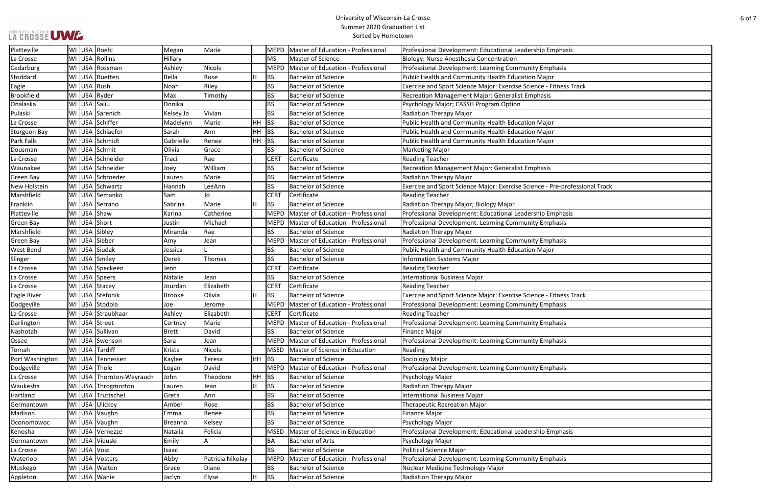# University of Wisconsin-La Crosse
## Summer 2020 Graduation List
### Sorted by Hometown

| | | | | | | | | | |
|---|---|---|---|---|---|---|---|---|---|
| Platteville | WI | USA | Roehl | Megan | Marie | | MEPD | Master of Education - Professional | Professional Development: Educational Leadership Emphasis |
| La Crosse | WI | USA | Rollins | Hillary | | | MS | Master of Science | Biology: Nurse Anesthesia Concentration |
| Cedarburg | WI | USA | Rossman | Ashley | Nicole | | MEPD | Master of Education - Professional | Professional Development: Learning Community Emphasis |
| Stoddard | WI | USA | Ruetten | Bella | Rose | H | BS | Bachelor of Science | Public Health and Community Health Education Major |
| Eagle | WI | USA | Rush | Noah | Riley | | BS | Bachelor of Science | Exercise and Sport Science Major: Exercise Science - Fitness Track |
| Brookfield | WI | USA | Ryder | Max | Timothy | | BS | Bachelor of Science | Recreation Management Major: Generalist Emphasis |
| Onalaska | WI | USA | Saliu | Donika | | | BS | Bachelor of Science | Psychology Major; CASSH Program Option |
| Pulaski | WI | USA | Sarenich | Kelsey Jo | Vivian | | BS | Bachelor of Science | Radiation Therapy Major |
| La Crosse | WI | USA | Schiffer | Madelynn | Marie | HH | BS | Bachelor of Science | Public Health and Community Health Education Major |
| Sturgeon Bay | WI | USA | Schlaefer | Sarah | Ann | HH | BS | Bachelor of Science | Public Health and Community Health Education Major |
| Park Falls | WI | USA | Schmidt | Gabrielle | Renee | HH | BS | Bachelor of Science | Public Health and Community Health Education Major |
| Dousman | WI | USA | Schmit | Olivia | Grace | | BS | Bachelor of Science | Marketing Major |
| La Crosse | WI | USA | Schneider | Traci | Rae | | CERT | Certificate | Reading Teacher |
| Waunakee | WI | USA | Schneider | Joey | William | | BS | Bachelor of Science | Recreation Management Major: Generalist Emphasis |
| Green Bay | WI | USA | Schroeder | Lauren | Marie | | BS | Bachelor of Science | Radiation Therapy Major |
| New Holstein | WI | USA | Schwartz | Hannah | LeeAnn | | BS | Bachelor of Science | Exercise and Sport Science Major: Exercise Science - Pre-professional Track |
| Marshfield | WI | USA | Semanko | Sam | Jo | | CERT | Certificate | Reading Teacher |
| Franklin | WI | USA | Serrano | Sabrina | Marie | H | BS | Bachelor of Science | Radiation Therapy Major; Biology Major |
| Platteville | WI | USA | Shaw | Karina | Catherine | | MEPD | Master of Education - Professional | Professional Development: Educational Leadership Emphasis |
| Green Bay | WI | USA | Short | Justin | Michael | | MEPD | Master of Education - Professional | Professional Development: Learning Community Emphasis |
| Marshfield | WI | USA | Sibley | Miranda | Rae | | BS | Bachelor of Science | Radiation Therapy Major |
| Green Bay | WI | USA | Sieber | Amy | Jean | | MEPD | Master of Education - Professional | Professional Development: Learning Community Emphasis |
| West Bend | WI | USA | Siudak | Jessica | L | | BS | Bachelor of Science | Public Health and Community Health Education Major |
| Slinger | WI | USA | Smiley | Derek | Thomas | | BS | Bachelor of Science | Information Systems Major |
| La Crosse | WI | USA | Speckeen | Jenn | | | CERT | Certificate | Reading Teacher |
| La Crosse | WI | USA | Speers | Natalie | Jean | | BS | Bachelor of Science | International Business Major |
| La Crosse | WI | USA | Stacey | Jourdan | Elizabeth | | CERT | Certificate | Reading Teacher |
| Eagle River | WI | USA | Stefonik | Brooke | Olivia | H | BS | Bachelor of Science | Exercise and Sport Science Major: Exercise Science - Fitness Track |
| Dodgeville | WI | USA | Stodola | Joe | Jerome | | MEPD | Master of Education - Professional | Professional Development: Learning Community Emphasis |
| La Crosse | WI | USA | Straubhaar | Ashley | Elizabeth | | CERT | Certificate | Reading Teacher |
| Darlington | WI | USA | Street | Cortney | Marie | | MEPD | Master of Education - Professional | Professional Development: Learning Community Emphasis |
| Nashotah | WI | USA | Sullivan | Brett | David | | BS | Bachelor of Science | Finance Major |
| Osseo | WI | USA | Swenson | Sara | Jean | | MEPD | Master of Education - Professional | Professional Development: Learning Community Emphasis |
| Tomah | WI | USA | Tardiff | Krista | Nicole | | MSED | Master of Science in Education | Reading |
| Port Washington | WI | USA | Tennessen | Kaylee | Teresa | HH | BS | Bachelor of Science | Sociology Major |
| Dodgeville | WI | USA | Thole | Logan | David | | MEPD | Master of Education - Professional | Professional Development: Learning Community Emphasis |
| La Crosse | WI | USA | Thornton-Weyrauch | John | Theodore | HH | BS | Bachelor of Science | Psychology Major |
| Waukesha | WI | USA | Throgmorton | Lauren | Jean | H | BS | Bachelor of Science | Radiation Therapy Major |
| Hartland | WI | USA | Truttschel | Greta | Ann | | BS | Bachelor of Science | International Business Major |
| Germantown | WI | USA | Ulickey | Amber | Rose | | BS | Bachelor of Science | Therapeutic Recreation Major |
| Madison | WI | USA | Vaughn | Emma | Renee | | BS | Bachelor of Science | Finance Major |
| Oconomowoc | WI | USA | Vaughn | Breanna | Kelsey | | BS | Bachelor of Science | Psychology Major |
| Kenosha | WI | USA | Vernezze | Natalia | Felicia | | MSED | Master of Science in Education | Professional Development: Educational Leadership Emphasis |
| Germantown | WI | USA | Viduski | Emily | A | | BA | Bachelor of Arts | Psychology Major |
| La Crosse | WI | USA | Voss | Isaac | | | BS | Bachelor of Science | Political Science Major |
| Waterloo | WI | USA | Vosters | Abby | Patricia Nikolay | | MEPD | Master of Education - Professional | Professional Development: Learning Community Emphasis |
| Muskego | WI | USA | Walton | Grace | Diane | | BS | Bachelor of Science | Nuclear Medicine Technology Major |
| Appleton | WI | USA | Wanie | Jaclyn | Elyse | H | BS | Bachelor of Science | Radiation Therapy Major |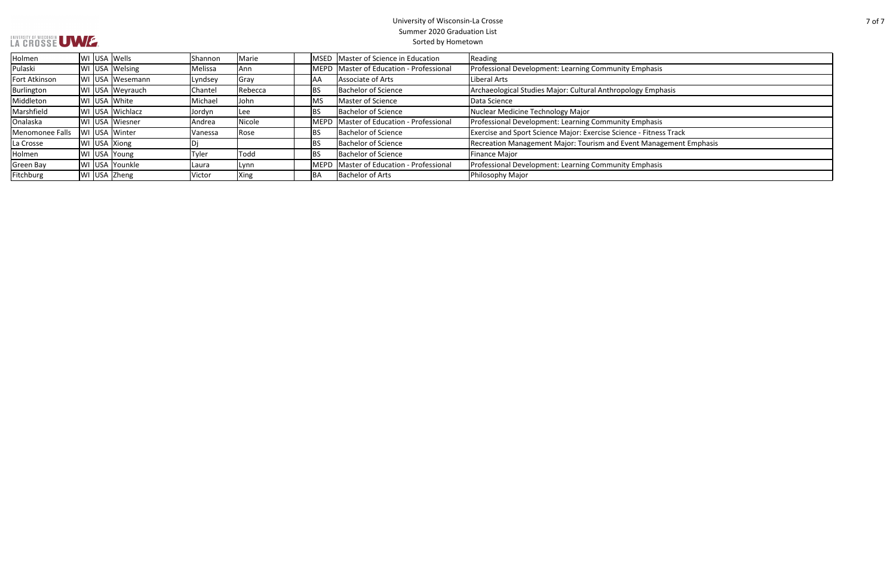University of Wisconsin-La Crosse
Summer 2020 Graduation List
Sorted by Hometown

| | | | | | | | | | |
|---|---|---|---|---|---|---|---|---|---|
| Holmen | WI | USA | Wells | Shannon | Marie | | MSED | Master of Science in Education | Reading |
| Pulaski | WI | USA | Welsing | Melissa | Ann | | MEPD | Master of Education - Professional | Professional Development: Learning Community Emphasis |
| Fort Atkinson | WI | USA | Wesemann | Lyndsey | Gray | | AA | Associate of Arts | Liberal Arts |
| Burlington | WI | USA | Weyrauch | Chantel | Rebecca | | BS | Bachelor of Science | Archaeological Studies Major: Cultural Anthropology Emphasis |
| Middleton | WI | USA | White | Michael | John | | MS | Master of Science | Data Science |
| Marshfield | WI | USA | Wichlacz | Jordyn | Lee | | BS | Bachelor of Science | Nuclear Medicine Technology Major |
| Onalaska | WI | USA | Wiesner | Andrea | Nicole | | MEPD | Master of Education - Professional | Professional Development: Learning Community Emphasis |
| Menomonee Falls | WI | USA | Winter | Vanessa | Rose | | BS | Bachelor of Science | Exercise and Sport Science Major: Exercise Science - Fitness Track |
| La Crosse | WI | USA | Xiong | Dj | | | BS | Bachelor of Science | Recreation Management Major: Tourism and Event Management Emphasis |
| Holmen | WI | USA | Young | Tyler | Todd | | BS | Bachelor of Science | Finance Major |
| Green Bay | WI | USA | Younkle | Laura | Lynn | | MEPD | Master of Education - Professional | Professional Development: Learning Community Emphasis |
| Fitchburg | WI | USA | Zheng | Victor | Xing | | BA | Bachelor of Arts | Philosophy Major |